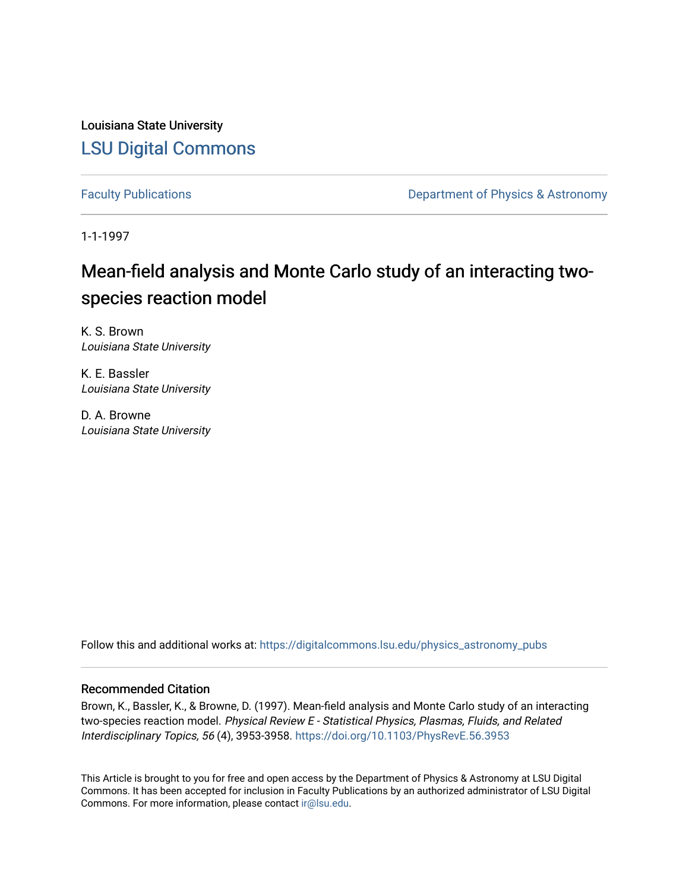Louisiana State University

## LSU Digital Commons

Faculty Publications

Department of Physics & Astronomy

1-1-1997

# Mean-field analysis and Monte Carlo study of an interacting two-species reaction model

K. S. Brown
*Louisiana State University*

K. E. Bassler
*Louisiana State University*

D. A. Browne
*Louisiana State University*

Follow this and additional works at: https://digitalcommons.lsu.edu/physics_astronomy_pubs

### Recommended Citation

Brown, K., Bassler, K., & Browne, D. (1997). Mean-field analysis and Monte Carlo study of an interacting two-species reaction model. *Physical Review E - Statistical Physics, Plasmas, Fluids, and Related Interdisciplinary Topics, 56* (4), 3953-3958. https://doi.org/10.1103/PhysRevE.56.3953

This Article is brought to you for free and open access by the Department of Physics & Astronomy at LSU Digital Commons. It has been accepted for inclusion in Faculty Publications by an authorized administrator of LSU Digital Commons. For more information, please contact ir@lsu.edu.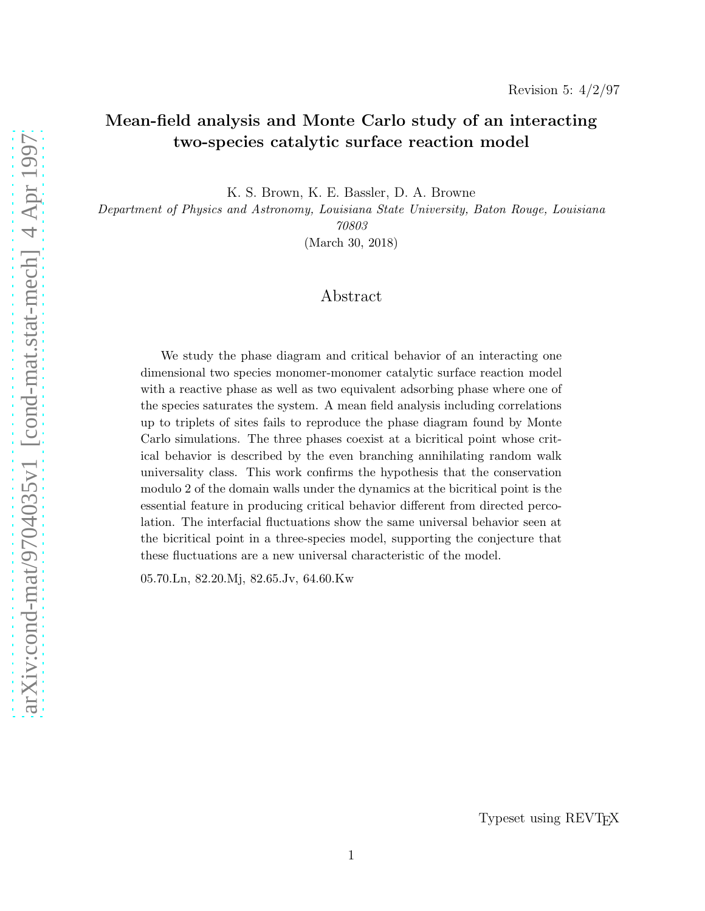Revision 5: 4/2/97

# Mean-field analysis and Monte Carlo study of an interacting two-species catalytic surface reaction model

K. S. Brown, K. E. Bassler, D. A. Browne

*Department of Physics and Astronomy, Louisiana State University, Baton Rouge, Louisiana 70803*

(March 30, 2018)

## Abstract

We study the phase diagram and critical behavior of an interacting one dimensional two species monomer-monomer catalytic surface reaction model with a reactive phase as well as two equivalent adsorbing phase where one of the species saturates the system. A mean field analysis including correlations up to triplets of sites fails to reproduce the phase diagram found by Monte Carlo simulations. The three phases coexist at a bicritical point whose critical behavior is described by the even branching annihilating random walk universality class. This work confirms the hypothesis that the conservation modulo 2 of the domain walls under the dynamics at the bicritical point is the essential feature in producing critical behavior different from directed percolation. The interfacial fluctuations show the same universal behavior seen at the bicritical point in a three-species model, supporting the conjecture that these fluctuations are a new universal characteristic of the model.

05.70.Ln, 82.20.Mj, 82.65.Jv, 64.60.Kw

Typeset using REVTEX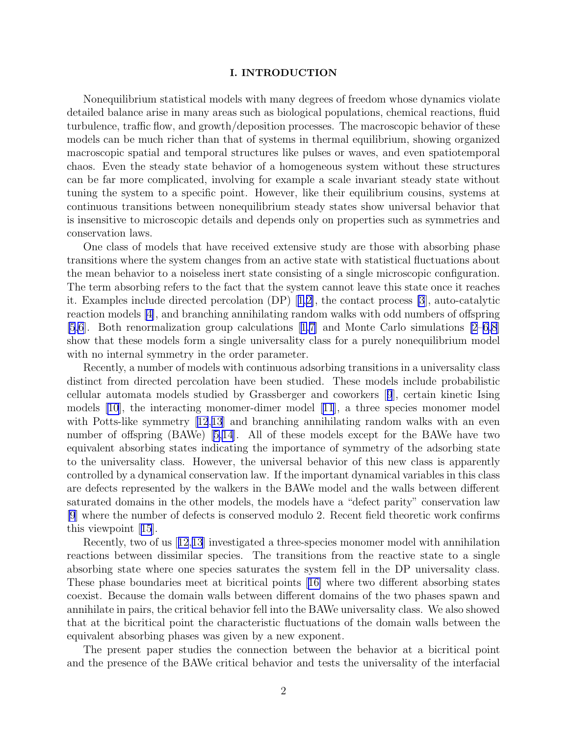## I. INTRODUCTION

Nonequilibrium statistical models with many degrees of freedom whose dynamics violate detailed balance arise in many areas such as biological populations, chemical reactions, fluid turbulence, traffic flow, and growth/deposition processes. The macroscopic behavior of these models can be much richer than that of systems in thermal equilibrium, showing organized macroscopic spatial and temporal structures like pulses or waves, and even spatiotemporal chaos. Even the steady state behavior of a homogeneous system without these structures can be far more complicated, involving for example a scale invariant steady state without tuning the system to a specific point. However, like their equilibrium cousins, systems at continuous transitions between nonequilibrium steady states show universal behavior that is insensitive to microscopic details and depends only on properties such as symmetries and conservation laws.

One class of models that have received extensive study are those with absorbing phase transitions where the system changes from an active state with statistical fluctuations about the mean behavior to a noiseless inert state consisting of a single microscopic configuration. The term absorbing refers to the fact that the system cannot leave this state once it reaches it. Examples include directed percolation (DP) [1,2], the contact process [3], auto-catalytic reaction models [4], and branching annihilating random walks with odd numbers of offspring [5,6]. Both renormalization group calculations [1,7] and Monte Carlo simulations [2–6,8] show that these models form a single universality class for a purely nonequilibrium model with no internal symmetry in the order parameter.

Recently, a number of models with continuous adsorbing transitions in a universality class distinct from directed percolation have been studied. These models include probabilistic cellular automata models studied by Grassberger and coworkers [9], certain kinetic Ising models [10], the interacting monomer-dimer model [11], a three species monomer model with Potts-like symmetry [12,13] and branching annihilating random walks with an even number of offspring (BAWe) [5,14]. All of these models except for the BAWe have two equivalent absorbing states indicating the importance of symmetry of the adsorbing state to the universality class. However, the universal behavior of this new class is apparently controlled by a dynamical conservation law. If the important dynamical variables in this class are defects represented by the walkers in the BAWe model and the walls between different saturated domains in the other models, the models have a "defect parity" conservation law [9] where the number of defects is conserved modulo 2. Recent field theoretic work confirms this viewpoint [15].

Recently, two of us [12,13] investigated a three-species monomer model with annihilation reactions between dissimilar species. The transitions from the reactive state to a single absorbing state where one species saturates the system fell in the DP universality class. These phase boundaries meet at bicritical points [16] where two different absorbing states coexist. Because the domain walls between different domains of the two phases spawn and annihilate in pairs, the critical behavior fell into the BAWe universality class. We also showed that at the bicritical point the characteristic fluctuations of the domain walls between the equivalent absorbing phases was given by a new exponent.

The present paper studies the connection between the behavior at a bicritical point and the presence of the BAWe critical behavior and tests the universality of the interfacial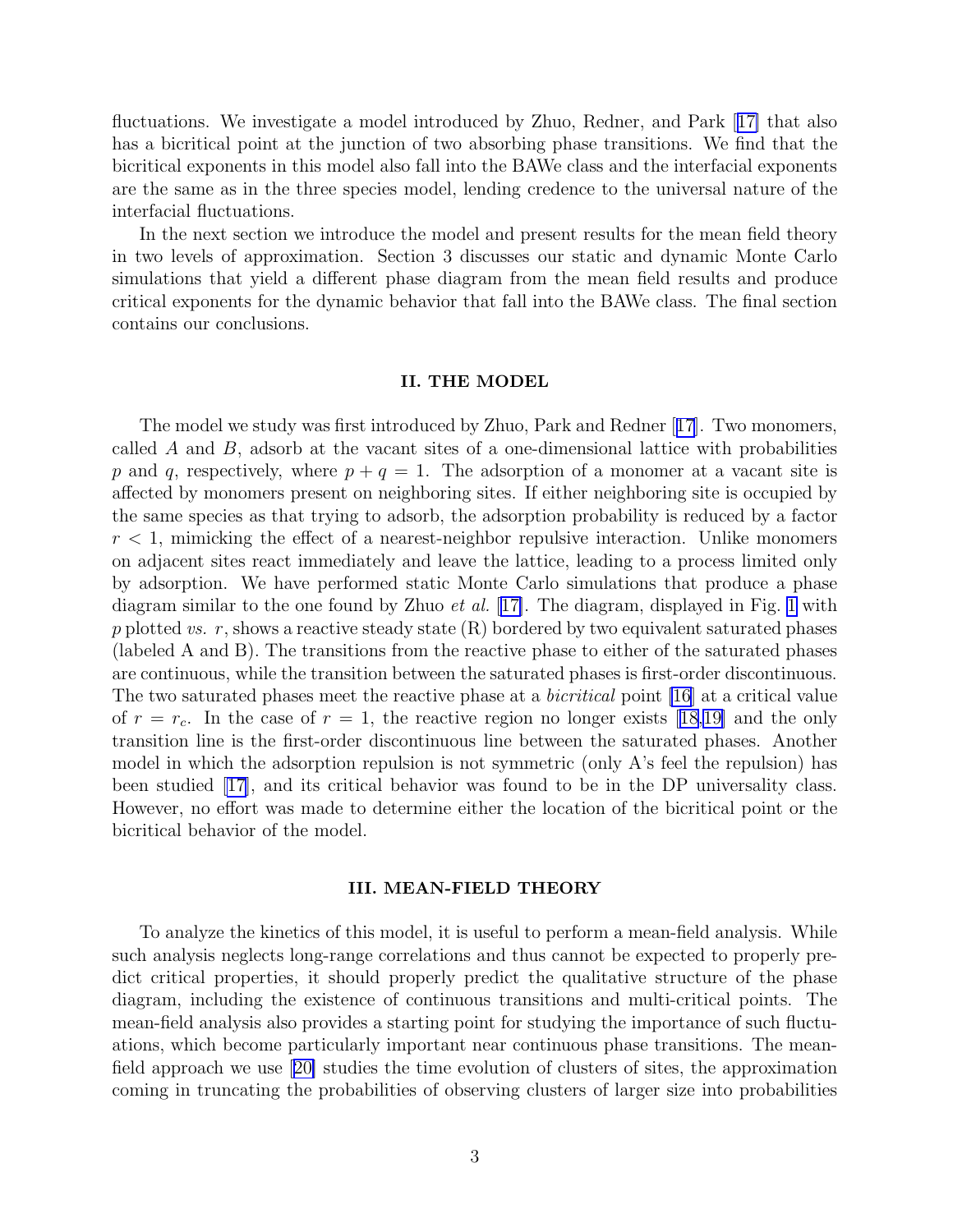fluctuations. We investigate a model introduced by Zhuo, Redner, and Park [17] that also has a bicritical point at the junction of two absorbing phase transitions. We find that the bicritical exponents in this model also fall into the BAWe class and the interfacial exponents are the same as in the three species model, lending credence to the universal nature of the interfacial fluctuations.

In the next section we introduce the model and present results for the mean field theory in two levels of approximation. Section 3 discusses our static and dynamic Monte Carlo simulations that yield a different phase diagram from the mean field results and produce critical exponents for the dynamic behavior that fall into the BAWe class. The final section contains our conclusions.

## II. THE MODEL

The model we study was first introduced by Zhuo, Park and Redner [17]. Two monomers, called $A$ and $B$, adsorb at the vacant sites of a one-dimensional lattice with probabilities $p$ and $q$, respectively, where $p + q = 1$. The adsorption of a monomer at a vacant site is affected by monomers present on neighboring sites. If either neighboring site is occupied by the same species as that trying to adsorb, the adsorption probability is reduced by a factor $r < 1$, mimicking the effect of a nearest-neighbor repulsive interaction. Unlike monomers on adjacent sites react immediately and leave the lattice, leading to a process limited only by adsorption. We have performed static Monte Carlo simulations that produce a phase diagram similar to the one found by Zhuo *et al.* [17]. The diagram, displayed in Fig. 1 with $p$ plotted *vs.* $r$, shows a reactive steady state (R) bordered by two equivalent saturated phases (labeled A and B). The transitions from the reactive phase to either of the saturated phases are continuous, while the transition between the saturated phases is first-order discontinuous. The two saturated phases meet the reactive phase at a *bicritical* point [16] at a critical value of $r = r_c$. In the case of $r = 1$, the reactive region no longer exists [18,19] and the only transition line is the first-order discontinuous line between the saturated phases. Another model in which the adsorption repulsion is not symmetric (only A's feel the repulsion) has been studied [17], and its critical behavior was found to be in the DP universality class. However, no effort was made to determine either the location of the bicritical point or the bicritical behavior of the model.

## III. MEAN-FIELD THEORY

To analyze the kinetics of this model, it is useful to perform a mean-field analysis. While such analysis neglects long-range correlations and thus cannot be expected to properly predict critical properties, it should properly predict the qualitative structure of the phase diagram, including the existence of continuous transitions and multi-critical points. The mean-field analysis also provides a starting point for studying the importance of such fluctuations, which become particularly important near continuous phase transitions. The mean-field approach we use [20] studies the time evolution of clusters of sites, the approximation coming in truncating the probabilities of observing clusters of larger size into probabilities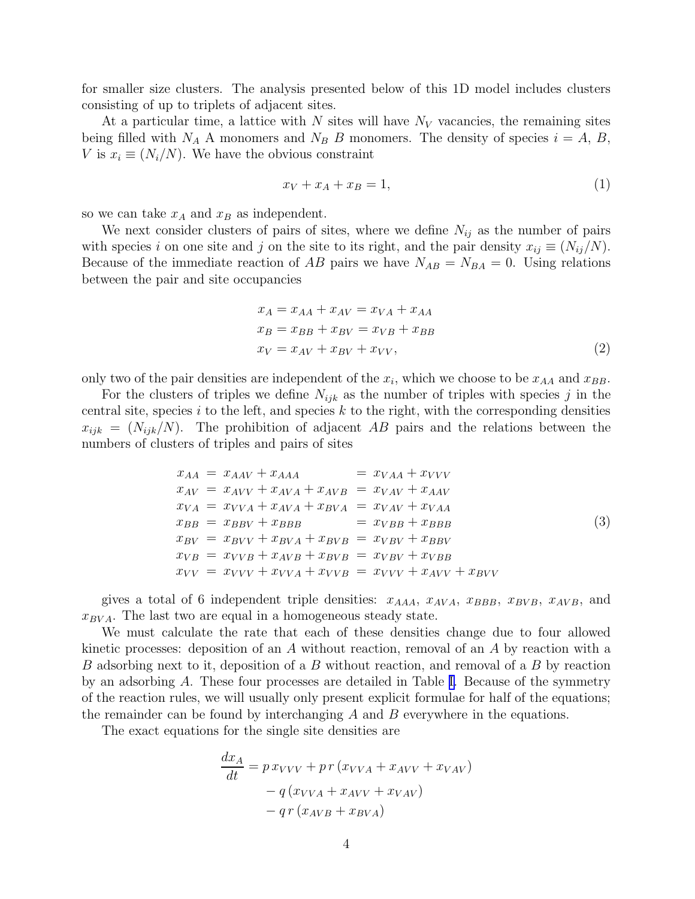for smaller size clusters. The analysis presented below of this 1D model includes clusters consisting of up to triplets of adjacent sites.

At a particular time, a lattice with $N$ sites will have $N_V$ vacancies, the remaining sites being filled with $N_A$ A monomers and $N_B$ $B$ monomers. The density of species $i = A$, $B$, $V$ is $x_i \equiv (N_i/N)$. We have the obvious constraint

$$x_V + x_A + x_B = 1, \tag{1}$$

so we can take $x_A$ and $x_B$ as independent.

We next consider clusters of pairs of sites, where we define $N_{ij}$ as the number of pairs with species $i$ on one site and $j$ on the site to its right, and the pair density $x_{ij} \equiv (N_{ij}/N)$. Because of the immediate reaction of $AB$ pairs we have $N_{AB} = N_{BA} = 0$. Using relations between the pair and site occupancies

$$\begin{aligned}
x_A &= x_{AA} + x_{AV} = x_{VA} + x_{AA} \\
x_B &= x_{BB} + x_{BV} = x_{VB} + x_{BB} \\
x_V &= x_{AV} + x_{BV} + x_{VV},
\end{aligned} \tag{2}$$

only two of the pair densities are independent of the $x_i$, which we choose to be $x_{AA}$ and $x_{BB}$.

For the clusters of triples we define $N_{ijk}$ as the number of triples with species $j$ in the central site, species $i$ to the left, and species $k$ to the right, with the corresponding densities $x_{ijk} = (N_{ijk}/N)$. The prohibition of adjacent $AB$ pairs and the relations between the numbers of clusters of triples and pairs of sites

$$\begin{aligned}
x_{AA} &= x_{AAV} + x_{AAA} &&= x_{VAA} + x_{VVV} \\
x_{AV} &= x_{AVV} + x_{AVA} + x_{AVB} &&= x_{VAV} + x_{AAV} \\
x_{VA} &= x_{VVA} + x_{AVA} + x_{BVA} &&= x_{VAV} + x_{VAA} \\
x_{BB} &= x_{BBV} + x_{BBB} &&= x_{VBB} + x_{BBB} \\
x_{BV} &= x_{BVV} + x_{BVA} + x_{BVB} &&= x_{VBV} + x_{BBV} \\
x_{VB} &= x_{VVB} + x_{AVB} + x_{BVB} &&= x_{VBV} + x_{VBB} \\
x_{VV} &= x_{VVV} + x_{VVA} + x_{VVB} &&= x_{VVV} + x_{AVV} + x_{BVV}
\end{aligned} \tag{3}$$

gives a total of 6 independent triple densities: $x_{AAA}$, $x_{AVA}$, $x_{BBB}$, $x_{BVB}$, $x_{AVB}$, and $x_{BVA}$. The last two are equal in a homogeneous steady state.

We must calculate the rate that each of these densities change due to four allowed kinetic processes: deposition of an $A$ without reaction, removal of an $A$ by reaction with a $B$ adsorbing next to it, deposition of a $B$ without reaction, and removal of a $B$ by reaction by an adsorbing $A$. These four processes are detailed in Table I. Because of the symmetry of the reaction rules, we will usually only present explicit formulae for half of the equations; the remainder can be found by interchanging $A$ and $B$ everywhere in the equations.

The exact equations for the single site densities are

$$\begin{aligned}
\frac{dx_A}{dt} = p\, x_{VVV} &+ p\, r\, (x_{VVA} + x_{AVV} + x_{VAV}) \\
&- q\, (x_{VVA} + x_{AVV} + x_{VAV}) \\
&- q\, r\, (x_{AVB} + x_{BVA})
\end{aligned}$$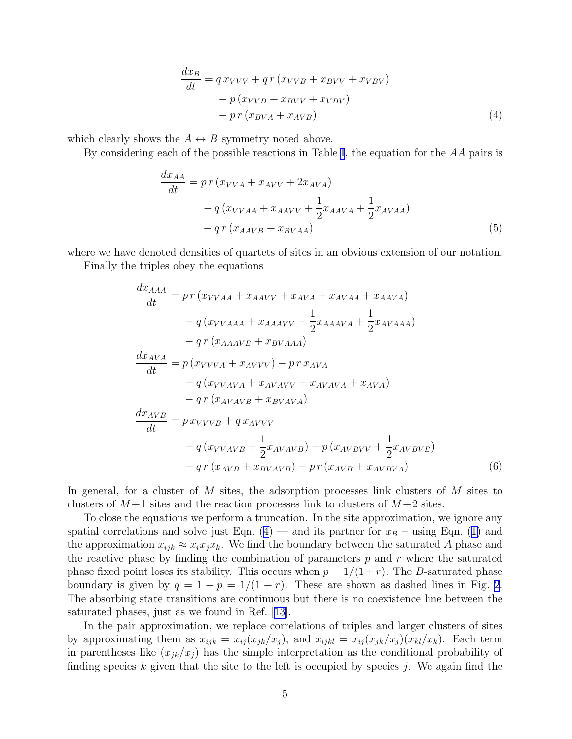$$
\begin{aligned}
\frac{dx_B}{dt} &= q\, x_{VVV} + q\, r\, (x_{VVB} + x_{BVV} + x_{VBV}) \\
&\quad - p\, (x_{VVB} + x_{BVV} + x_{VBV}) \\
&\quad - p\, r\, (x_{BVA} + x_{AVB})
\end{aligned}
\tag{4}
$$

which clearly shows the $A \leftrightarrow B$ symmetry noted above.

By considering each of the possible reactions in Table I, the equation for the $AA$ pairs is

$$
\begin{aligned}
\frac{dx_{AA}}{dt} &= p\, r\, (x_{VVA} + x_{AVV} + 2x_{AVA}) \\
&\quad - q\, (x_{VVAA} + x_{AAVV} + \frac{1}{2}x_{AAVA} + \frac{1}{2}x_{AVAA}) \\
&\quad - q\, r\, (x_{AAVB} + x_{BVAA})
\end{aligned}
\tag{5}
$$

where we have denoted densities of quartets of sites in an obvious extension of our notation.

Finally the triples obey the equations

$$
\begin{aligned}
\frac{dx_{AAA}}{dt} &= p\, r\, (x_{VVAA} + x_{AAVV} + x_{AVA} + x_{AVAA} + x_{AAVA}) \\
&\quad - q\, (x_{VVAAA} + x_{AAAVV} + \frac{1}{2}x_{AAAVA} + \frac{1}{2}x_{AVAAA}) \\
&\quad - q\, r\, (x_{AAAVB} + x_{BVAAA}) \\
\frac{dx_{AVA}}{dt} &= p\, (x_{VVVA} + x_{AVVV}) - p\, r\, x_{AVA} \\
&\quad - q\, (x_{VVAVA} + x_{AVAVV} + x_{AVAVA} + x_{AVA}) \\
&\quad - q\, r\, (x_{AVAVB} + x_{BVAVA}) \\
\frac{dx_{AVB}}{dt} &= p\, x_{VVVB} + q\, x_{AVVV} \\
&\quad - q\, (x_{VVAVB} + \frac{1}{2}x_{AVAVB}) - p\, (x_{AVBVV} + \frac{1}{2}x_{AVBVB}) \\
&\quad - q\, r\, (x_{AVB} + x_{BVAVB}) - p\, r\, (x_{AVB} + x_{AVBVA})
\end{aligned}
\tag{6}
$$

In general, for a cluster of $M$ sites, the adsorption processes link clusters of $M$ sites to clusters of $M+1$ sites and the reaction processes link to clusters of $M+2$ sites.

To close the equations we perform a truncation. In the site approximation, we ignore any spatial correlations and solve just Eqn. (4) — and its partner for $x_B$ – using Eqn. (1) and the approximation $x_{ijk} \approx x_i x_j x_k$. We find the boundary between the saturated $A$ phase and the reactive phase by finding the combination of parameters $p$ and $r$ where the saturated phase fixed point loses its stability. This occurs when $p = 1/(1+r)$. The $B$-saturated phase boundary is given by $q = 1 - p = 1/(1+r)$. These are shown as dashed lines in Fig. 2. The absorbing state transitions are continuous but there is no coexistence line between the saturated phases, just as we found in Ref. [13].

In the pair approximation, we replace correlations of triples and larger clusters of sites by approximating them as $x_{ijk} = x_{ij}(x_{jk}/x_j)$, and $x_{ijkl} = x_{ij}(x_{jk}/x_j)(x_{kl}/x_k)$. Each term in parentheses like $(x_{jk}/x_j)$ has the simple interpretation as the conditional probability of finding species $k$ given that the site to the left is occupied by species $j$. We again find the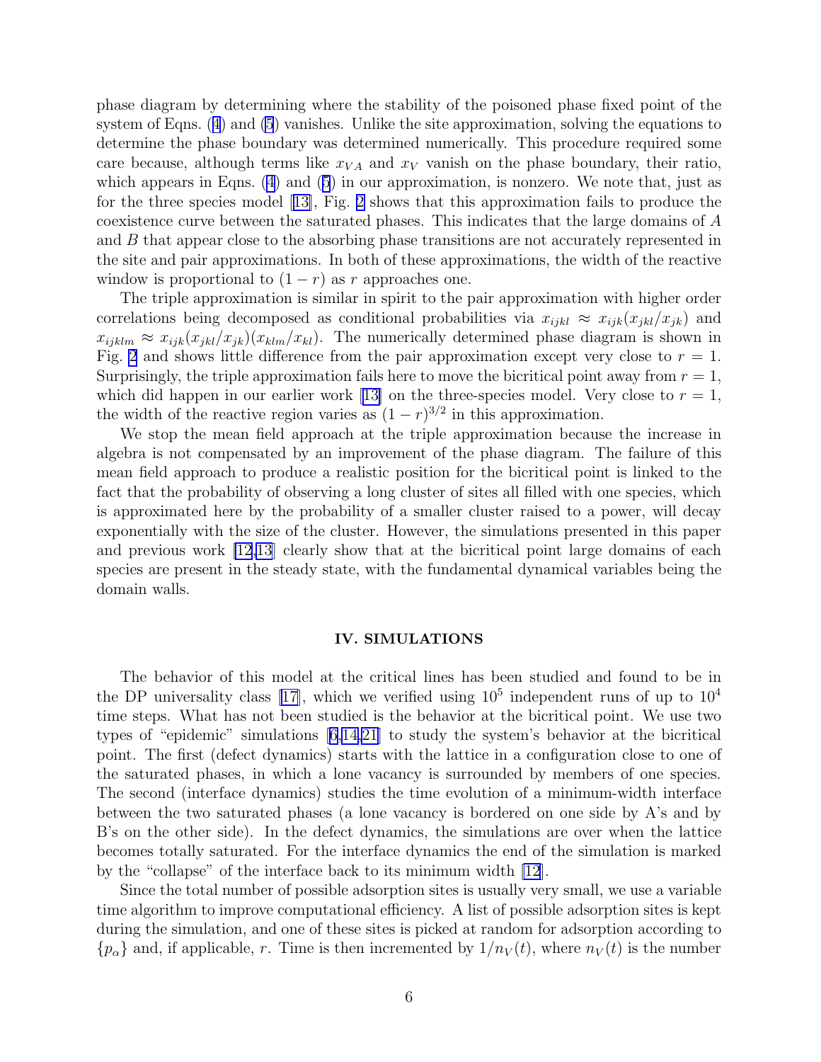phase diagram by determining where the stability of the poisoned phase fixed point of the system of Eqns. (4) and (5) vanishes. Unlike the site approximation, solving the equations to determine the phase boundary was determined numerically. This procedure required some care because, although terms like $x_{VA}$ and $x_V$ vanish on the phase boundary, their ratio, which appears in Eqns. (4) and (5) in our approximation, is nonzero. We note that, just as for the three species model [13], Fig. 2 shows that this approximation fails to produce the coexistence curve between the saturated phases. This indicates that the large domains of $A$ and $B$ that appear close to the absorbing phase transitions are not accurately represented in the site and pair approximations. In both of these approximations, the width of the reactive window is proportional to $(1 - r)$ as $r$ approaches one.

The triple approximation is similar in spirit to the pair approximation with higher order correlations being decomposed as conditional probabilities via $x_{ijkl} \approx x_{ijk}(x_{jkl}/x_{jk})$ and $x_{ijklm} \approx x_{ijk}(x_{jkl}/x_{jk})(x_{klm}/x_{kl})$. The numerically determined phase diagram is shown in Fig. 2 and shows little difference from the pair approximation except very close to $r = 1$. Surprisingly, the triple approximation fails here to move the bicritical point away from $r = 1$, which did happen in our earlier work [13] on the three-species model. Very close to $r = 1$, the width of the reactive region varies as $(1 - r)^{3/2}$ in this approximation.

We stop the mean field approach at the triple approximation because the increase in algebra is not compensated by an improvement of the phase diagram. The failure of this mean field approach to produce a realistic position for the bicritical point is linked to the fact that the probability of observing a long cluster of sites all filled with one species, which is approximated here by the probability of a smaller cluster raised to a power, will decay exponentially with the size of the cluster. However, the simulations presented in this paper and previous work [12,13] clearly show that at the bicritical point large domains of each species are present in the steady state, with the fundamental dynamical variables being the domain walls.

## IV. SIMULATIONS

The behavior of this model at the critical lines has been studied and found to be in the DP universality class [17], which we verified using $10^5$ independent runs of up to $10^4$ time steps. What has not been studied is the behavior at the bicritical point. We use two types of "epidemic" simulations [6,14,21] to study the system's behavior at the bicritical point. The first (defect dynamics) starts with the lattice in a configuration close to one of the saturated phases, in which a lone vacancy is surrounded by members of one species. The second (interface dynamics) studies the time evolution of a minimum-width interface between the two saturated phases (a lone vacancy is bordered on one side by A's and by B's on the other side). In the defect dynamics, the simulations are over when the lattice becomes totally saturated. For the interface dynamics the end of the simulation is marked by the "collapse" of the interface back to its minimum width [12].

Since the total number of possible adsorption sites is usually very small, we use a variable time algorithm to improve computational efficiency. A list of possible adsorption sites is kept during the simulation, and one of these sites is picked at random for adsorption according to $\{p_\alpha\}$ and, if applicable, $r$. Time is then incremented by $1/n_V(t)$, where $n_V(t)$ is the number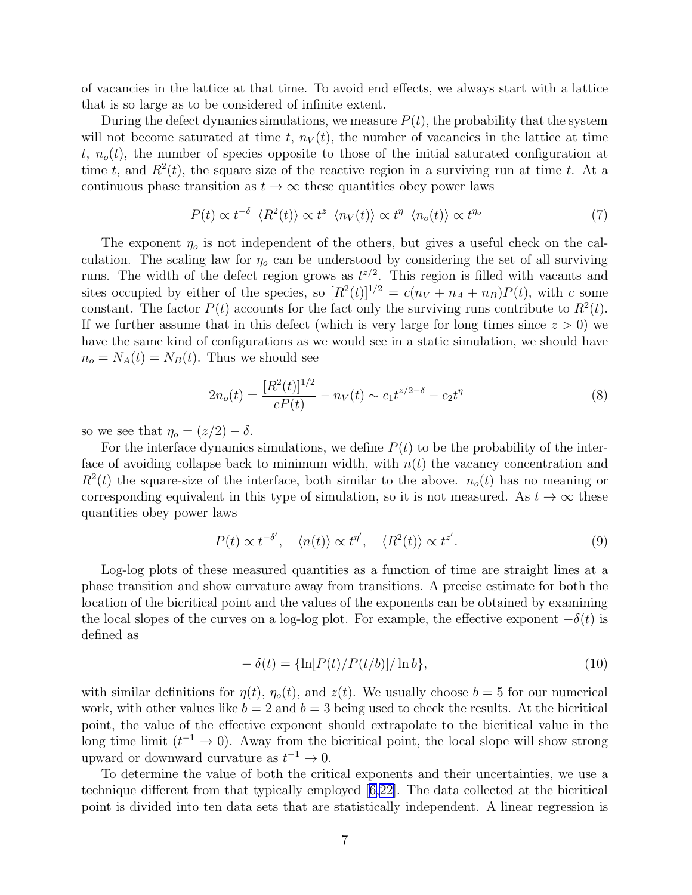of vacancies in the lattice at that time. To avoid end effects, we always start with a lattice that is so large as to be considered of infinite extent.

During the defect dynamics simulations, we measure $P(t)$, the probability that the system will not become saturated at time $t$, $n_V(t)$, the number of vacancies in the lattice at time $t$, $n_o(t)$, the number of species opposite to those of the initial saturated configuration at time $t$, and $R^2(t)$, the square size of the reactive region in a surviving run at time $t$. At a continuous phase transition as $t \to \infty$ these quantities obey power laws

$$P(t) \propto t^{-\delta} \;\; \langle R^2(t) \rangle \propto t^{z} \;\; \langle n_V(t) \rangle \propto t^{\eta} \;\; \langle n_o(t) \rangle \propto t^{\eta_o} \tag{7}$$

The exponent $\eta_o$ is not independent of the others, but gives a useful check on the calculation. The scaling law for $\eta_o$ can be understood by considering the set of all surviving runs. The width of the defect region grows as $t^{z/2}$. This region is filled with vacants and sites occupied by either of the species, so $[R^2(t)]^{1/2} = c(n_V + n_A + n_B)P(t)$, with $c$ some constant. The factor $P(t)$ accounts for the fact only the surviving runs contribute to $R^2(t)$. If we further assume that in this defect (which is very large for long times since $z > 0$) we have the same kind of configurations as we would see in a static simulation, we should have $n_o = N_A(t) = N_B(t)$. Thus we should see

$$2n_o(t) = \frac{[R^2(t)]^{1/2}}{cP(t)} - n_V(t) \sim c_1 t^{z/2-\delta} - c_2 t^{\eta} \tag{8}$$

so we see that $\eta_o = (z/2) - \delta$.

For the interface dynamics simulations, we define $P(t)$ to be the probability of the interface of avoiding collapse back to minimum width, with $n(t)$ the vacancy concentration and $R^2(t)$ the square-size of the interface, both similar to the above. $n_o(t)$ has no meaning or corresponding equivalent in this type of simulation, so it is not measured. As $t \to \infty$ these quantities obey power laws

$$P(t) \propto t^{-\delta'}, \quad \langle n(t) \rangle \propto t^{\eta'}, \quad \langle R^2(t) \rangle \propto t^{z'}. \tag{9}$$

Log-log plots of these measured quantities as a function of time are straight lines at a phase transition and show curvature away from transitions. A precise estimate for both the location of the bicritical point and the values of the exponents can be obtained by examining the local slopes of the curves on a log-log plot. For example, the effective exponent $-\delta(t)$ is defined as

$$-\delta(t) = \{\ln[P(t)/P(t/b)]/\ln b\}, \tag{10}$$

with similar definitions for $\eta(t)$, $\eta_o(t)$, and $z(t)$. We usually choose $b = 5$ for our numerical work, with other values like $b = 2$ and $b = 3$ being used to check the results. At the bicritical point, the value of the effective exponent should extrapolate to the bicritical value in the long time limit ($t^{-1} \to 0$). Away from the bicritical point, the local slope will show strong upward or downward curvature as $t^{-1} \to 0$.

To determine the value of both the critical exponents and their uncertainties, we use a technique different from that typically employed [6,22]. The data collected at the bicritical point is divided into ten data sets that are statistically independent. A linear regression is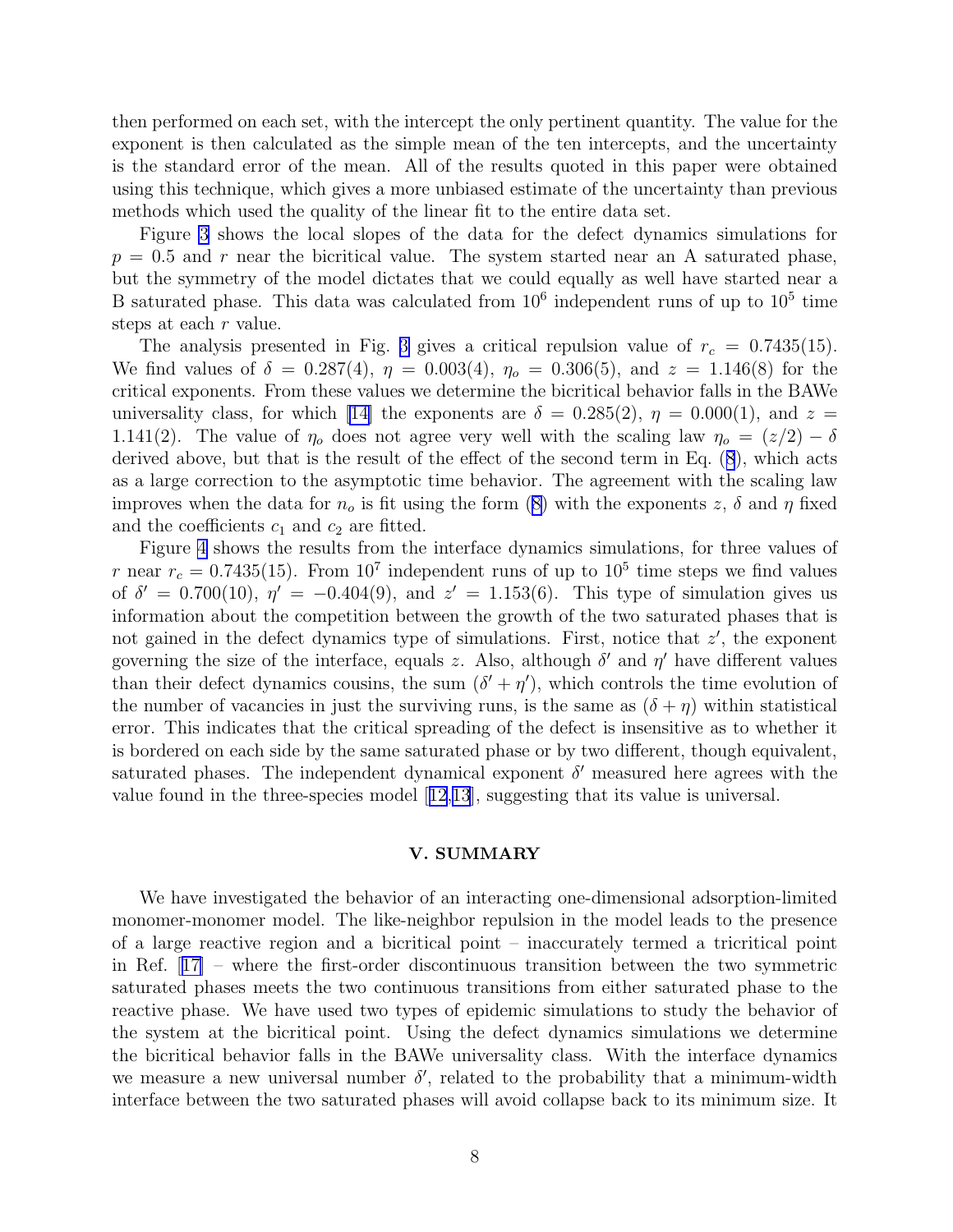then performed on each set, with the intercept the only pertinent quantity. The value for the exponent is then calculated as the simple mean of the ten intercepts, and the uncertainty is the standard error of the mean. All of the results quoted in this paper were obtained using this technique, which gives a more unbiased estimate of the uncertainty than previous methods which used the quality of the linear fit to the entire data set.

Figure 3 shows the local slopes of the data for the defect dynamics simulations for $p = 0.5$ and $r$ near the bicritical value. The system started near an A saturated phase, but the symmetry of the model dictates that we could equally as well have started near a B saturated phase. This data was calculated from $10^6$ independent runs of up to $10^5$ time steps at each $r$ value.

The analysis presented in Fig. 3 gives a critical repulsion value of $r_c = 0.7435(15)$. We find values of $\delta = 0.287(4)$, $\eta = 0.003(4)$, $\eta_o = 0.306(5)$, and $z = 1.146(8)$ for the critical exponents. From these values we determine the bicritical behavior falls in the BAWe universality class, for which [14] the exponents are $\delta = 0.285(2)$, $\eta = 0.000(1)$, and $z = 1.141(2)$. The value of $\eta_o$ does not agree very well with the scaling law $\eta_o = (z/2) - \delta$ derived above, but that is the result of the effect of the second term in Eq. (8), which acts as a large correction to the asymptotic time behavior. The agreement with the scaling law improves when the data for $n_o$ is fit using the form (8) with the exponents $z$, $\delta$ and $\eta$ fixed and the coefficients $c_1$ and $c_2$ are fitted.

Figure 4 shows the results from the interface dynamics simulations, for three values of $r$ near $r_c = 0.7435(15)$. From $10^7$ independent runs of up to $10^5$ time steps we find values of $\delta' = 0.700(10)$, $\eta' = -0.404(9)$, and $z' = 1.153(6)$. This type of simulation gives us information about the competition between the growth of the two saturated phases that is not gained in the defect dynamics type of simulations. First, notice that $z'$, the exponent governing the size of the interface, equals $z$. Also, although $\delta'$ and $\eta'$ have different values than their defect dynamics cousins, the sum $(\delta' + \eta')$, which controls the time evolution of the number of vacancies in just the surviving runs, is the same as $(\delta + \eta)$ within statistical error. This indicates that the critical spreading of the defect is insensitive as to whether it is bordered on each side by the same saturated phase or by two different, though equivalent, saturated phases. The independent dynamical exponent $\delta'$ measured here agrees with the value found in the three-species model [12,13], suggesting that its value is universal.

## V. SUMMARY

We have investigated the behavior of an interacting one-dimensional adsorption-limited monomer-monomer model. The like-neighbor repulsion in the model leads to the presence of a large reactive region and a bicritical point – inaccurately termed a tricritical point in Ref. [17] – where the first-order discontinuous transition between the two symmetric saturated phases meets the two continuous transitions from either saturated phase to the reactive phase. We have used two types of epidemic simulations to study the behavior of the system at the bicritical point. Using the defect dynamics simulations we determine the bicritical behavior falls in the BAWe universality class. With the interface dynamics we measure a new universal number $\delta'$, related to the probability that a minimum-width interface between the two saturated phases will avoid collapse back to its minimum size. It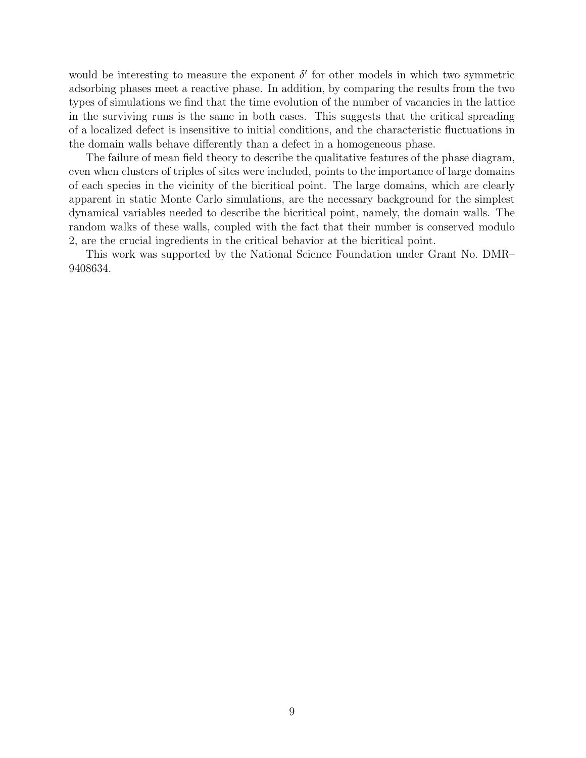would be interesting to measure the exponent $\delta'$ for other models in which two symmetric adsorbing phases meet a reactive phase. In addition, by comparing the results from the two types of simulations we find that the time evolution of the number of vacancies in the lattice in the surviving runs is the same in both cases. This suggests that the critical spreading of a localized defect is insensitive to initial conditions, and the characteristic fluctuations in the domain walls behave differently than a defect in a homogeneous phase.

The failure of mean field theory to describe the qualitative features of the phase diagram, even when clusters of triples of sites were included, points to the importance of large domains of each species in the vicinity of the bicritical point. The large domains, which are clearly apparent in static Monte Carlo simulations, are the necessary background for the simplest dynamical variables needed to describe the bicritical point, namely, the domain walls. The random walks of these walls, coupled with the fact that their number is conserved modulo 2, are the crucial ingredients in the critical behavior at the bicritical point.

This work was supported by the National Science Foundation under Grant No. DMR–9408634.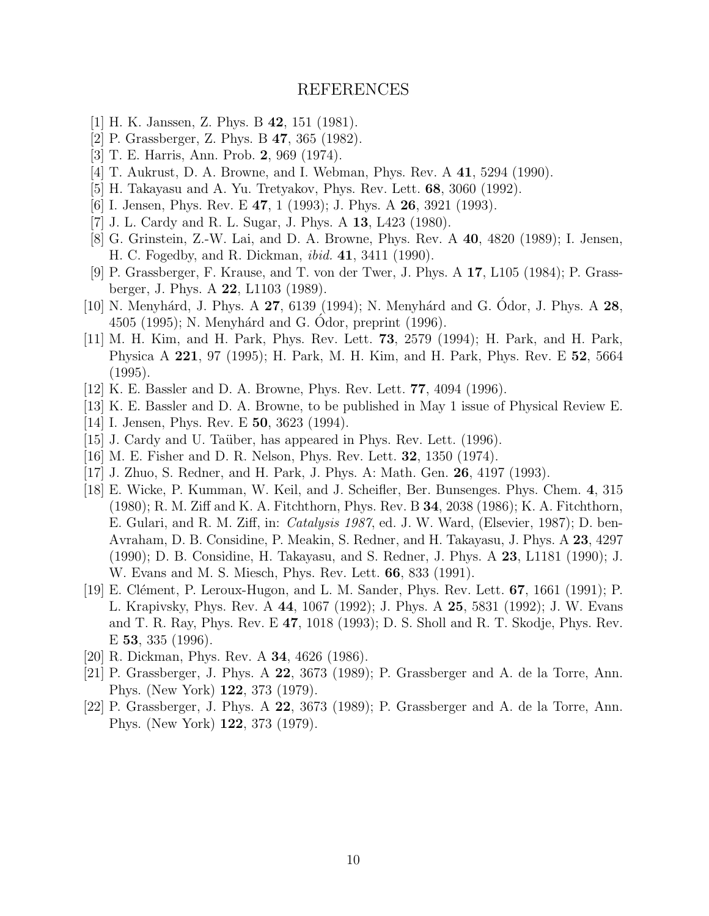# REFERENCES

[1] H. K. Janssen, Z. Phys. B **42**, 151 (1981).

[2] P. Grassberger, Z. Phys. B **47**, 365 (1982).

[3] T. E. Harris, Ann. Prob. **2**, 969 (1974).

[4] T. Aukrust, D. A. Browne, and I. Webman, Phys. Rev. A **41**, 5294 (1990).

[5] H. Takayasu and A. Yu. Tretyakov, Phys. Rev. Lett. **68**, 3060 (1992).

[6] I. Jensen, Phys. Rev. E **47**, 1 (1993); J. Phys. A **26**, 3921 (1993).

[7] J. L. Cardy and R. L. Sugar, J. Phys. A **13**, L423 (1980).

[8] G. Grinstein, Z.-W. Lai, and D. A. Browne, Phys. Rev. A **40**, 4820 (1989); I. Jensen, H. C. Fogedby, and R. Dickman, *ibid.* **41**, 3411 (1990).

[9] P. Grassberger, F. Krause, and T. von der Twer, J. Phys. A **17**, L105 (1984); P. Grassberger, J. Phys. A **22**, L1103 (1989).

[10] N. Menyhárd, J. Phys. A **27**, 6139 (1994); N. Menyhárd and G. Ódor, J. Phys. A **28**, 4505 (1995); N. Menyhárd and G. Ódor, preprint (1996).

[11] M. H. Kim, and H. Park, Phys. Rev. Lett. **73**, 2579 (1994); H. Park, and H. Park, Physica A **221**, 97 (1995); H. Park, M. H. Kim, and H. Park, Phys. Rev. E **52**, 5664 (1995).

[12] K. E. Bassler and D. A. Browne, Phys. Rev. Lett. **77**, 4094 (1996).

[13] K. E. Bassler and D. A. Browne, to be published in May 1 issue of Physical Review E.

[14] I. Jensen, Phys. Rev. E **50**, 3623 (1994).

[15] J. Cardy and U. Taüber, has appeared in Phys. Rev. Lett. (1996).

[16] M. E. Fisher and D. R. Nelson, Phys. Rev. Lett. **32**, 1350 (1974).

[17] J. Zhuo, S. Redner, and H. Park, J. Phys. A: Math. Gen. **26**, 4197 (1993).

[18] E. Wicke, P. Kumman, W. Keil, and J. Scheifler, Ber. Bunsenges. Phys. Chem. **4**, 315 (1980); R. M. Ziff and K. A. Fitchthorn, Phys. Rev. B **34**, 2038 (1986); K. A. Fitchthorn, E. Gulari, and R. M. Ziff, in: *Catalysis 1987*, ed. J. W. Ward, (Elsevier, 1987); D. ben-Avraham, D. B. Considine, P. Meakin, S. Redner, and H. Takayasu, J. Phys. A **23**, 4297 (1990); D. B. Considine, H. Takayasu, and S. Redner, J. Phys. A **23**, L1181 (1990); J. W. Evans and M. S. Miesch, Phys. Rev. Lett. **66**, 833 (1991).

[19] E. Clément, P. Leroux-Hugon, and L. M. Sander, Phys. Rev. Lett. **67**, 1661 (1991); P. L. Krapivsky, Phys. Rev. A **44**, 1067 (1992); J. Phys. A **25**, 5831 (1992); J. W. Evans and T. R. Ray, Phys. Rev. E **47**, 1018 (1993); D. S. Sholl and R. T. Skodje, Phys. Rev. E **53**, 335 (1996).

[20] R. Dickman, Phys. Rev. A **34**, 4626 (1986).

[21] P. Grassberger, J. Phys. A **22**, 3673 (1989); P. Grassberger and A. de la Torre, Ann. Phys. (New York) **122**, 373 (1979).

[22] P. Grassberger, J. Phys. A **22**, 3673 (1989); P. Grassberger and A. de la Torre, Ann. Phys. (New York) **122**, 373 (1979).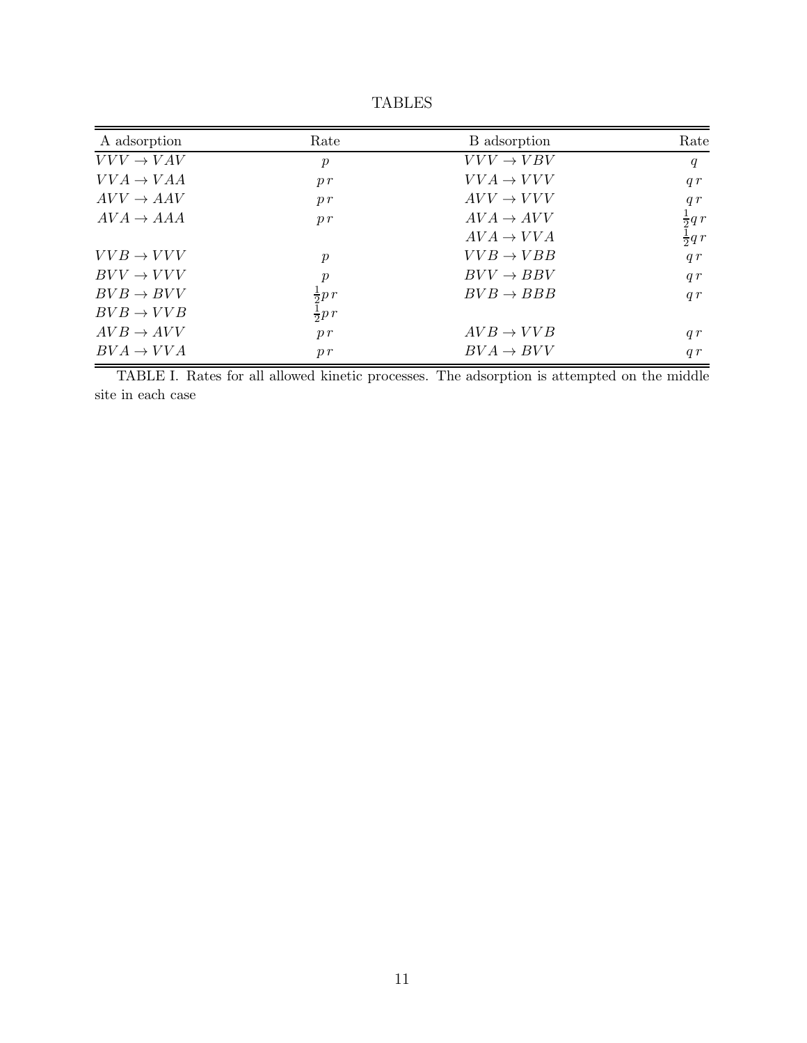# TABLES

| A adsorption | Rate | B adsorption | Rate |
|---|---|---|---|
| $VVV \to VAV$ | $p$ | $VVV \to VBV$ | $q$ |
| $VVA \to VAA$ | $p\,r$ | $VVA \to VVV$ | $q\,r$ |
| $AVV \to AAV$ | $p\,r$ | $AVV \to VVV$ | $q\,r$ |
| $AVA \to AAA$ | $p\,r$ | $AVA \to AVV$ | $\frac{1}{2}q\,r$ |
| | | $AVA \to VVA$ | $\frac{1}{2}q\,r$ |
| $VVB \to VVV$ | $p$ | $VVB \to VBB$ | $q\,r$ |
| $BVV \to VVV$ | $p$ | $BVV \to BBV$ | $q\,r$ |
| $BVB \to BVV$ | $\frac{1}{2}p\,r$ | $BVB \to BBB$ | $q\,r$ |
| $BVB \to VVB$ | $\frac{1}{2}p\,r$ | | |
| $AVB \to AVV$ | $p\,r$ | $AVB \to VVB$ | $q\,r$ |
| $BVA \to VVA$ | $p\,r$ | $BVA \to BVV$ | $q\,r$ |

TABLE I. Rates for all allowed kinetic processes. The adsorption is attempted on the middle site in each case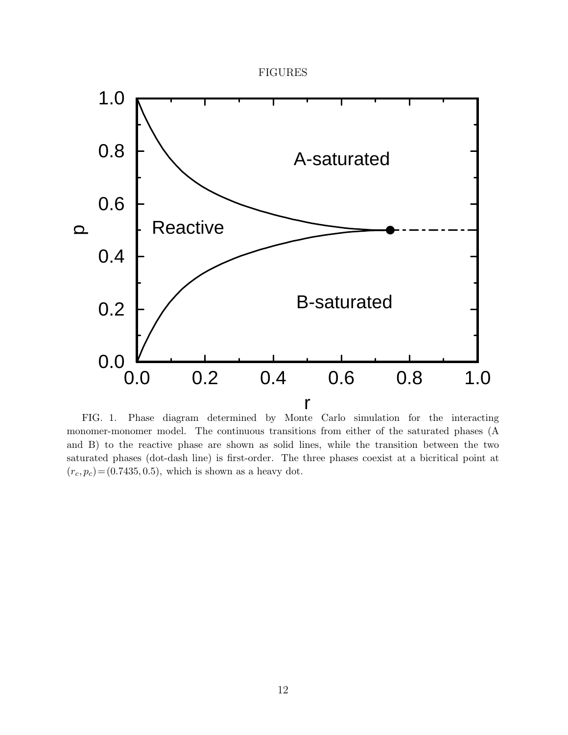# FIGURES

FIG. 1. Phase diagram determined by Monte Carlo simulation for the interacting monomer-monomer model. The continuous transitions from either of the saturated phases (A and B) to the reactive phase are shown as solid lines, while the transition between the two saturated phases (dot-dash line) is first-order. The three phases coexist at a bicritical point at $(r_c, p_c) = (0.7435, 0.5)$, which is shown as a heavy dot.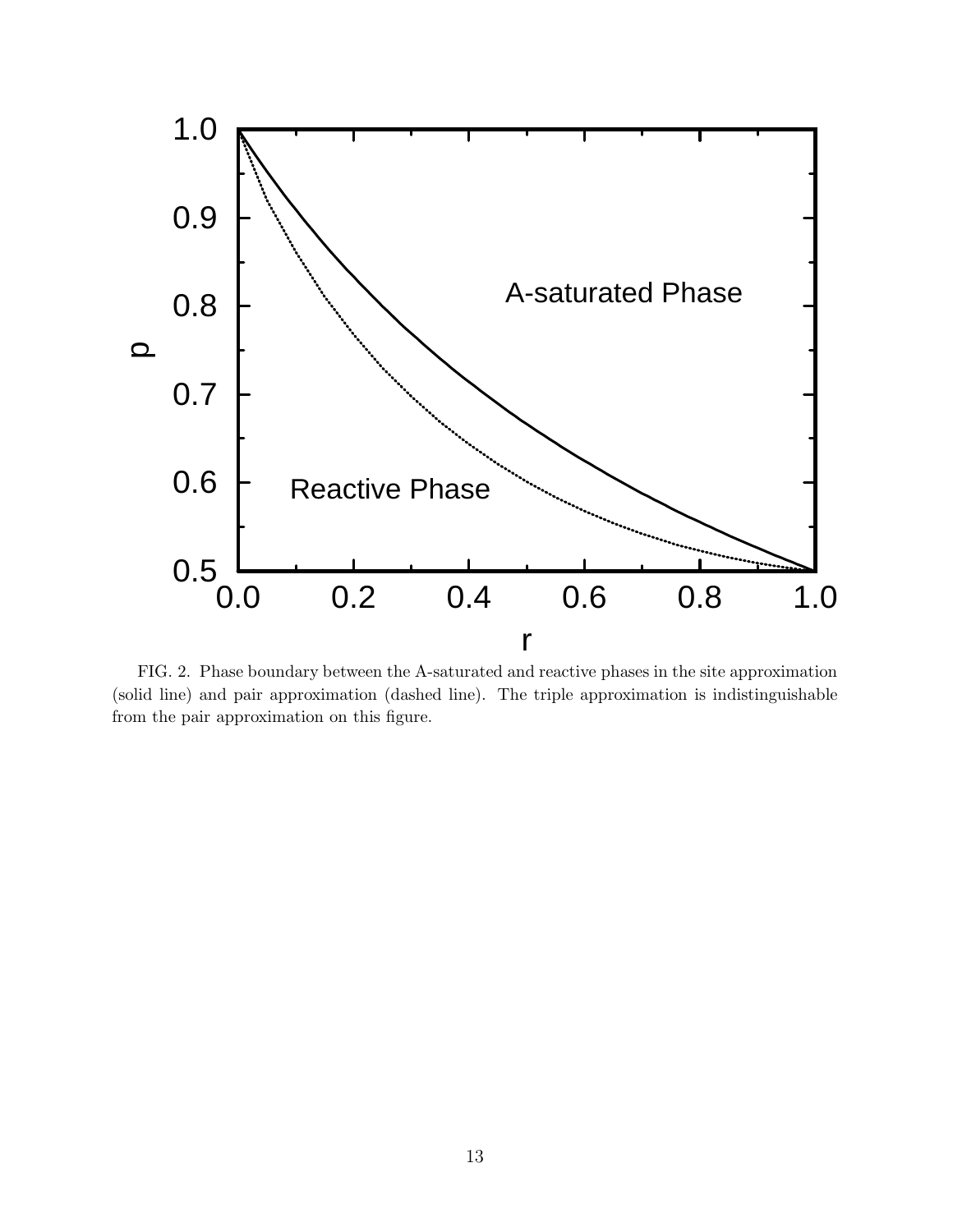FIG. 2. Phase boundary between the A-saturated and reactive phases in the site approximation (solid line) and pair approximation (dashed line). The triple approximation is indistinguishable from the pair approximation on this figure.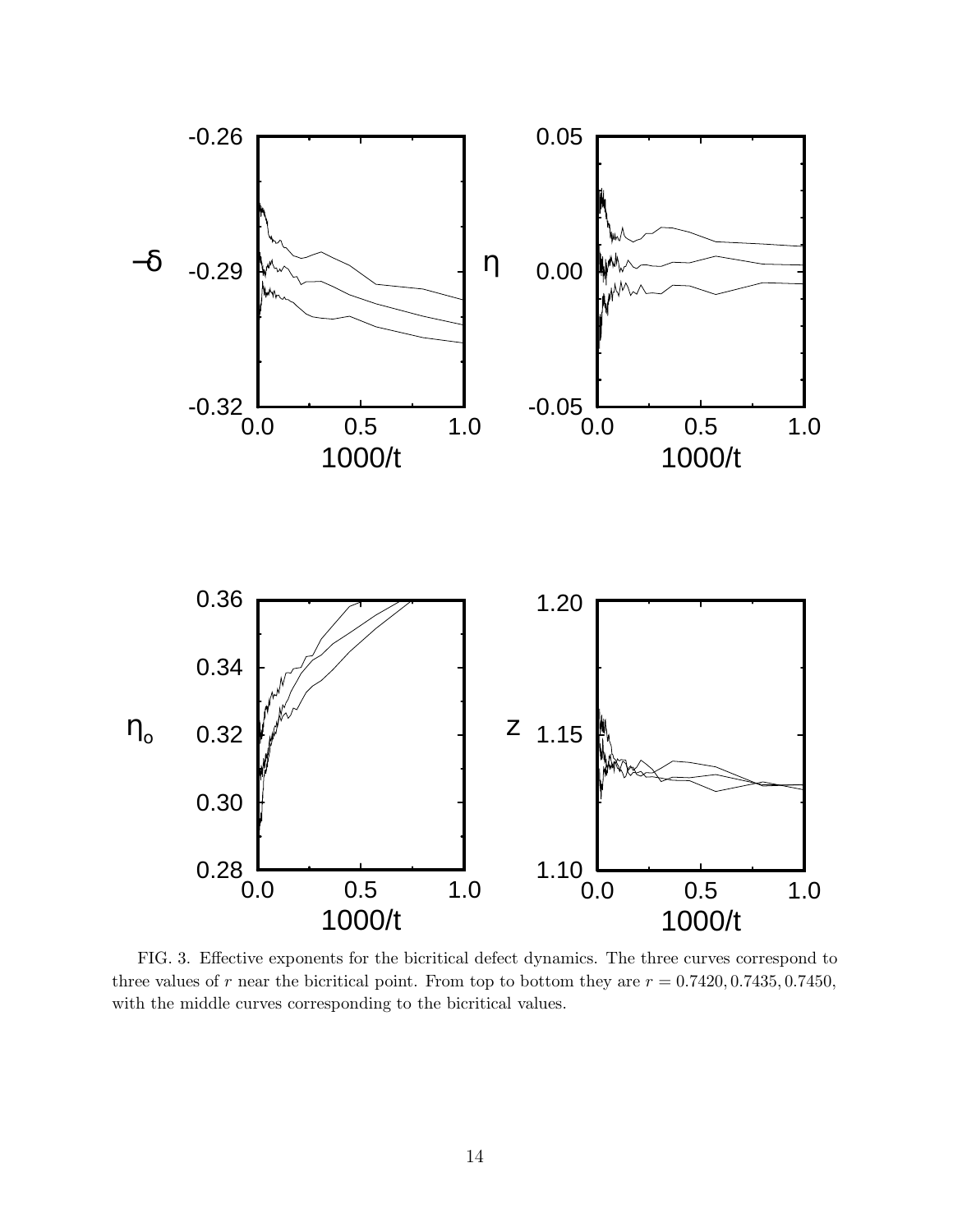FIG. 3. Effective exponents for the bicritical defect dynamics. The three curves correspond to three values of $r$ near the bicritical point. From top to bottom they are $r = 0.7420, 0.7435, 0.7450$, with the middle curves corresponding to the bicritical values.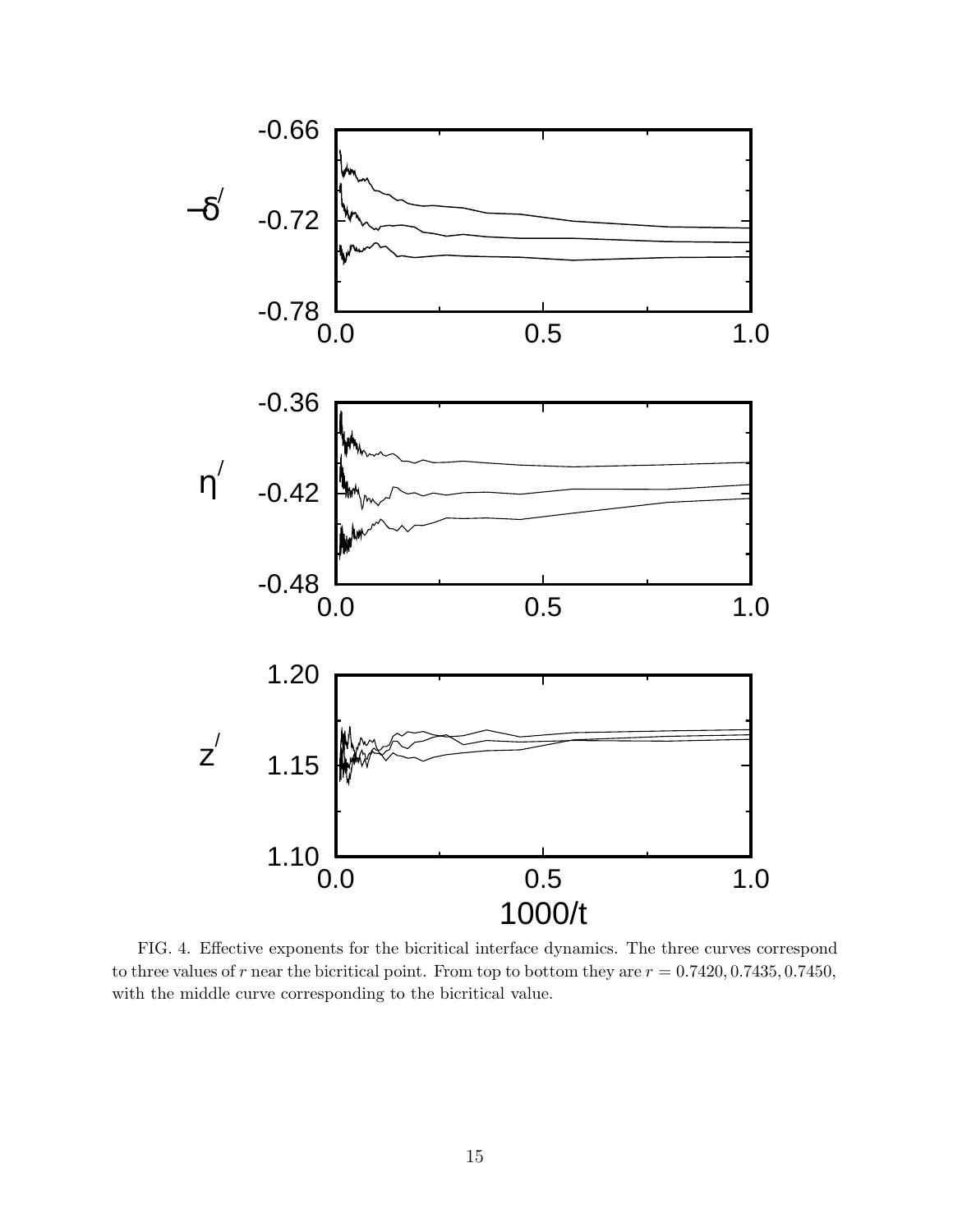$-\delta'$

-0.66

-0.72

-0.78

0.0

0.5

1.0

$\eta'$

-0.36

-0.42

-0.48

0.0

0.5

1.0

$z'$

1.20

1.15

1.10

0.0

0.5

1.0

1000/t

FIG. 4. Effective exponents for the bicritical interface dynamics. The three curves correspond to three values of $r$ near the bicritical point. From top to bottom they are $r = 0.7420, 0.7435, 0.7450$, with the middle curve corresponding to the bicritical value.